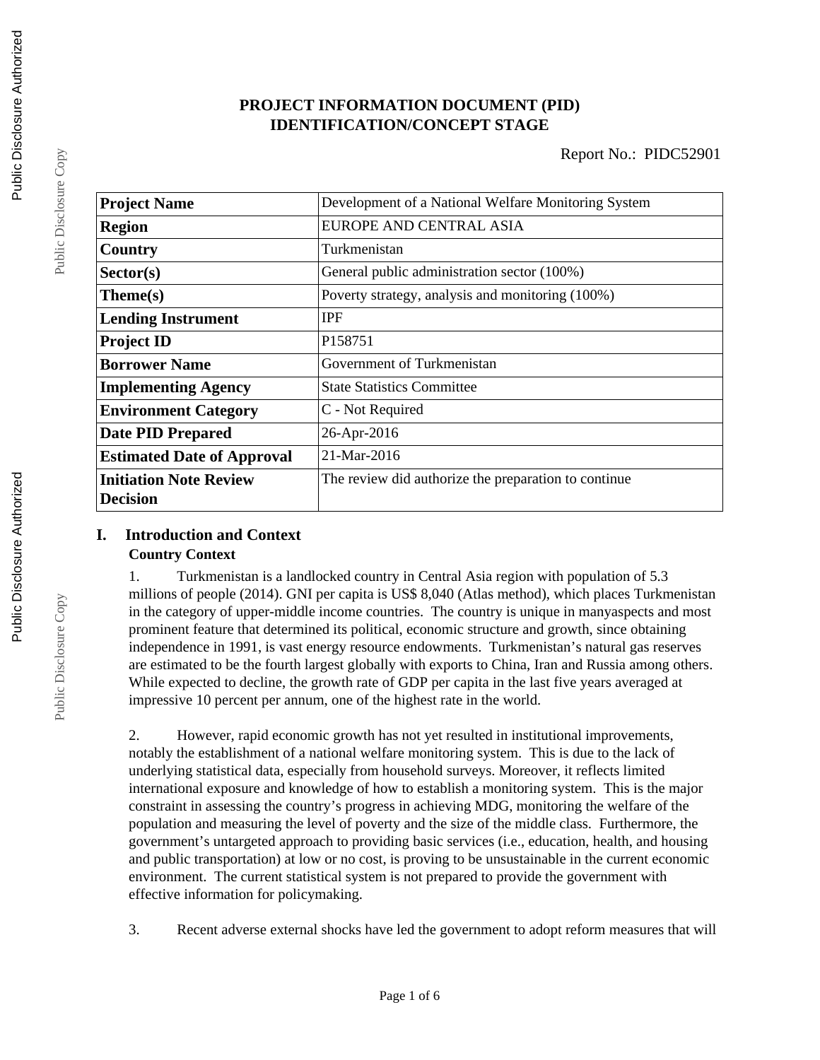# PROJECT INFORMATION DOCUMENT (PID)
# IDENTIFICATION/CONCEPT STAGE

Report No.: PIDC52901

| **Project Name** | Development of a National Welfare Monitoring System |
|---|---|
| **Region** | EUROPE AND CENTRAL ASIA |
| **Country** | Turkmenistan |
| **Sector(s)** | General public administration sector (100%) |
| **Theme(s)** | Poverty strategy, analysis and monitoring (100%) |
| **Lending Instrument** | IPF |
| **Project ID** | P158751 |
| **Borrower Name** | Government of Turkmenistan |
| **Implementing Agency** | State Statistics Committee |
| **Environment Category** | C - Not Required |
| **Date PID Prepared** | 26-Apr-2016 |
| **Estimated Date of Approval** | 21-Mar-2016 |
| **Initiation Note Review Decision** | The review did authorize the preparation to continue |

## I. Introduction and Context

### Country Context

1. Turkmenistan is a landlocked country in Central Asia region with population of 5.3 millions of people (2014). GNI per capita is US$ 8,040 (Atlas method), which places Turkmenistan in the category of upper-middle income countries. The country is unique in manyaspects and most prominent feature that determined its political, economic structure and growth, since obtaining independence in 1991, is vast energy resource endowments. Turkmenistan's natural gas reserves are estimated to be the fourth largest globally with exports to China, Iran and Russia among others. While expected to decline, the growth rate of GDP per capita in the last five years averaged at impressive 10 percent per annum, one of the highest rate in the world.

2. However, rapid economic growth has not yet resulted in institutional improvements, notably the establishment of a national welfare monitoring system. This is due to the lack of underlying statistical data, especially from household surveys. Moreover, it reflects limited international exposure and knowledge of how to establish a monitoring system. This is the major constraint in assessing the country's progress in achieving MDG, monitoring the welfare of the population and measuring the level of poverty and the size of the middle class. Furthermore, the government's untargeted approach to providing basic services (i.e., education, health, and housing and public transportation) at low or no cost, is proving to be unsustainable in the current economic environment. The current statistical system is not prepared to provide the government with effective information for policymaking.

3. Recent adverse external shocks have led the government to adopt reform measures that will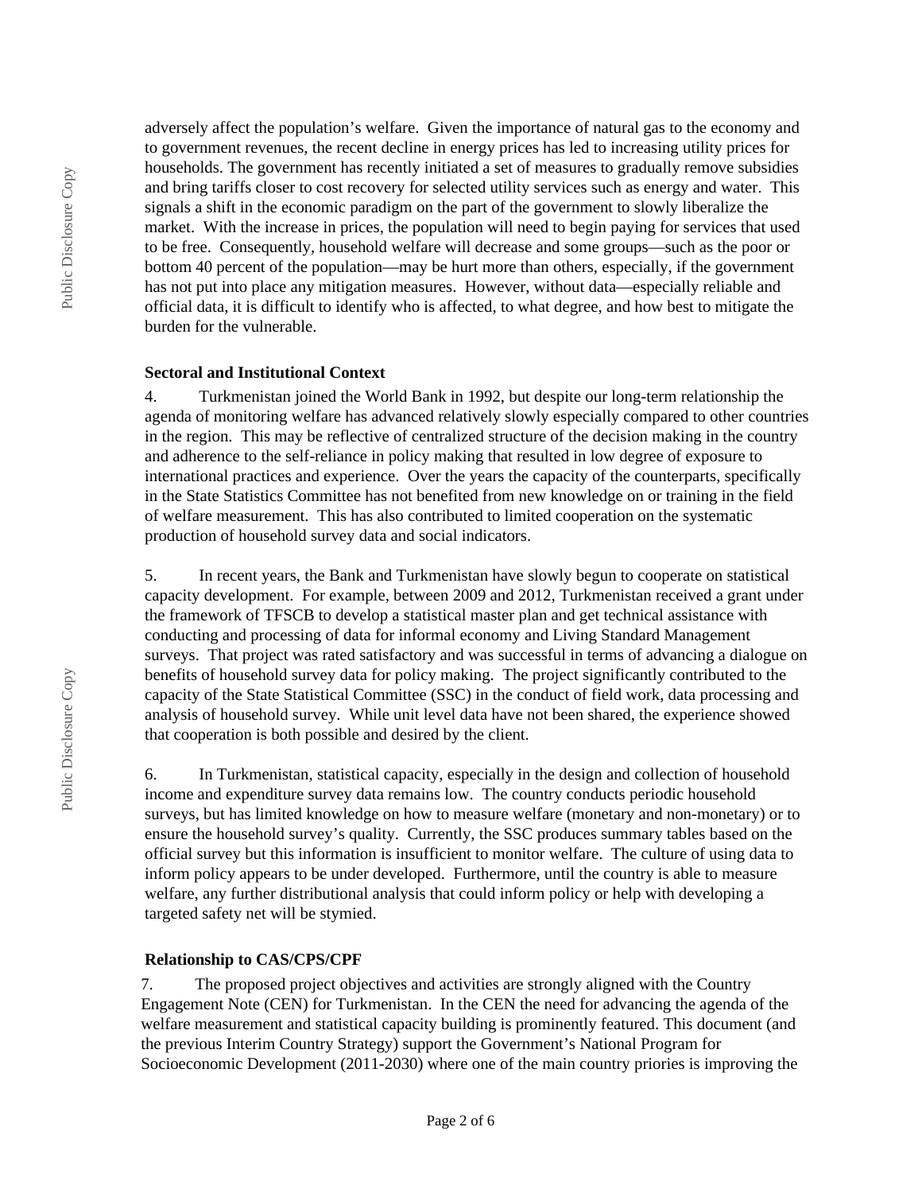adversely affect the population's welfare. Given the importance of natural gas to the economy and to government revenues, the recent decline in energy prices has led to increasing utility prices for households. The government has recently initiated a set of measures to gradually remove subsidies and bring tariffs closer to cost recovery for selected utility services such as energy and water. This signals a shift in the economic paradigm on the part of the government to slowly liberalize the market. With the increase in prices, the population will need to begin paying for services that used to be free. Consequently, household welfare will decrease and some groups—such as the poor or bottom 40 percent of the population—may be hurt more than others, especially, if the government has not put into place any mitigation measures. However, without data—especially reliable and official data, it is difficult to identify who is affected, to what degree, and how best to mitigate the burden for the vulnerable.

**Sectoral and Institutional Context**

4. Turkmenistan joined the World Bank in 1992, but despite our long-term relationship the agenda of monitoring welfare has advanced relatively slowly especially compared to other countries in the region. This may be reflective of centralized structure of the decision making in the country and adherence to the self-reliance in policy making that resulted in low degree of exposure to international practices and experience. Over the years the capacity of the counterparts, specifically in the State Statistics Committee has not benefited from new knowledge on or training in the field of welfare measurement. This has also contributed to limited cooperation on the systematic production of household survey data and social indicators.

5. In recent years, the Bank and Turkmenistan have slowly begun to cooperate on statistical capacity development. For example, between 2009 and 2012, Turkmenistan received a grant under the framework of TFSCB to develop a statistical master plan and get technical assistance with conducting and processing of data for informal economy and Living Standard Management surveys. That project was rated satisfactory and was successful in terms of advancing a dialogue on benefits of household survey data for policy making. The project significantly contributed to the capacity of the State Statistical Committee (SSC) in the conduct of field work, data processing and analysis of household survey. While unit level data have not been shared, the experience showed that cooperation is both possible and desired by the client.

6. In Turkmenistan, statistical capacity, especially in the design and collection of household income and expenditure survey data remains low. The country conducts periodic household surveys, but has limited knowledge on how to measure welfare (monetary and non-monetary) or to ensure the household survey's quality. Currently, the SSC produces summary tables based on the official survey but this information is insufficient to monitor welfare. The culture of using data to inform policy appears to be under developed. Furthermore, until the country is able to measure welfare, any further distributional analysis that could inform policy or help with developing a targeted safety net will be stymied.

**Relationship to CAS/CPS/CPF**

7. The proposed project objectives and activities are strongly aligned with the Country Engagement Note (CEN) for Turkmenistan. In the CEN the need for advancing the agenda of the welfare measurement and statistical capacity building is prominently featured. This document (and the previous Interim Country Strategy) support the Government's National Program for Socioeconomic Development (2011-2030) where one of the main country priories is improving the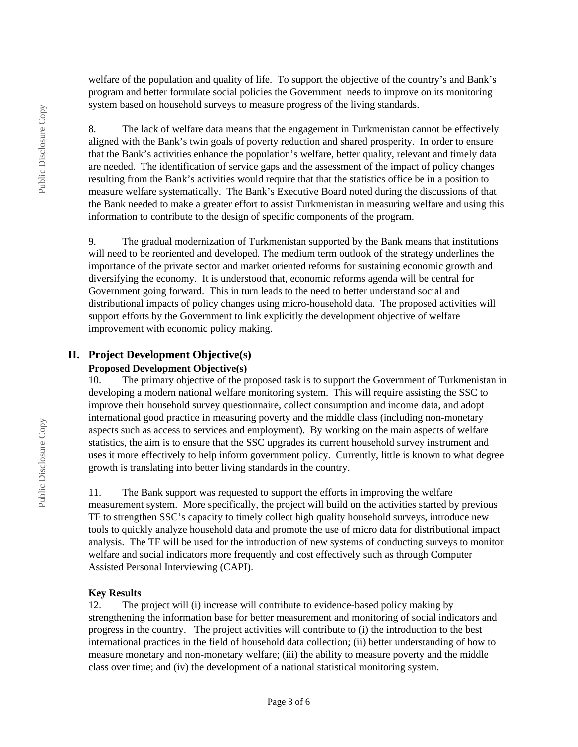welfare of the population and quality of life. To support the objective of the country's and Bank's program and better formulate social policies the Government needs to improve on its monitoring system based on household surveys to measure progress of the living standards.

8. The lack of welfare data means that the engagement in Turkmenistan cannot be effectively aligned with the Bank's twin goals of poverty reduction and shared prosperity. In order to ensure that the Bank's activities enhance the population's welfare, better quality, relevant and timely data are needed. The identification of service gaps and the assessment of the impact of policy changes resulting from the Bank's activities would require that that the statistics office be in a position to measure welfare systematically. The Bank's Executive Board noted during the discussions of that the Bank needed to make a greater effort to assist Turkmenistan in measuring welfare and using this information to contribute to the design of specific components of the program.

9. The gradual modernization of Turkmenistan supported by the Bank means that institutions will need to be reoriented and developed. The medium term outlook of the strategy underlines the importance of the private sector and market oriented reforms for sustaining economic growth and diversifying the economy. It is understood that, economic reforms agenda will be central for Government going forward. This in turn leads to the need to better understand social and distributional impacts of policy changes using micro-household data. The proposed activities will support efforts by the Government to link explicitly the development objective of welfare improvement with economic policy making.

## II. Project Development Objective(s)

### Proposed Development Objective(s)

10. The primary objective of the proposed task is to support the Government of Turkmenistan in developing a modern national welfare monitoring system. This will require assisting the SSC to improve their household survey questionnaire, collect consumption and income data, and adopt international good practice in measuring poverty and the middle class (including non-monetary aspects such as access to services and employment). By working on the main aspects of welfare statistics, the aim is to ensure that the SSC upgrades its current household survey instrument and uses it more effectively to help inform government policy. Currently, little is known to what degree growth is translating into better living standards in the country.

11. The Bank support was requested to support the efforts in improving the welfare measurement system. More specifically, the project will build on the activities started by previous TF to strengthen SSC's capacity to timely collect high quality household surveys, introduce new tools to quickly analyze household data and promote the use of micro data for distributional impact analysis. The TF will be used for the introduction of new systems of conducting surveys to monitor welfare and social indicators more frequently and cost effectively such as through Computer Assisted Personal Interviewing (CAPI).

### Key Results

12. The project will (i) increase will contribute to evidence-based policy making by strengthening the information base for better measurement and monitoring of social indicators and progress in the country. The project activities will contribute to (i) the introduction to the best international practices in the field of household data collection; (ii) better understanding of how to measure monetary and non-monetary welfare; (iii) the ability to measure poverty and the middle class over time; and (iv) the development of a national statistical monitoring system.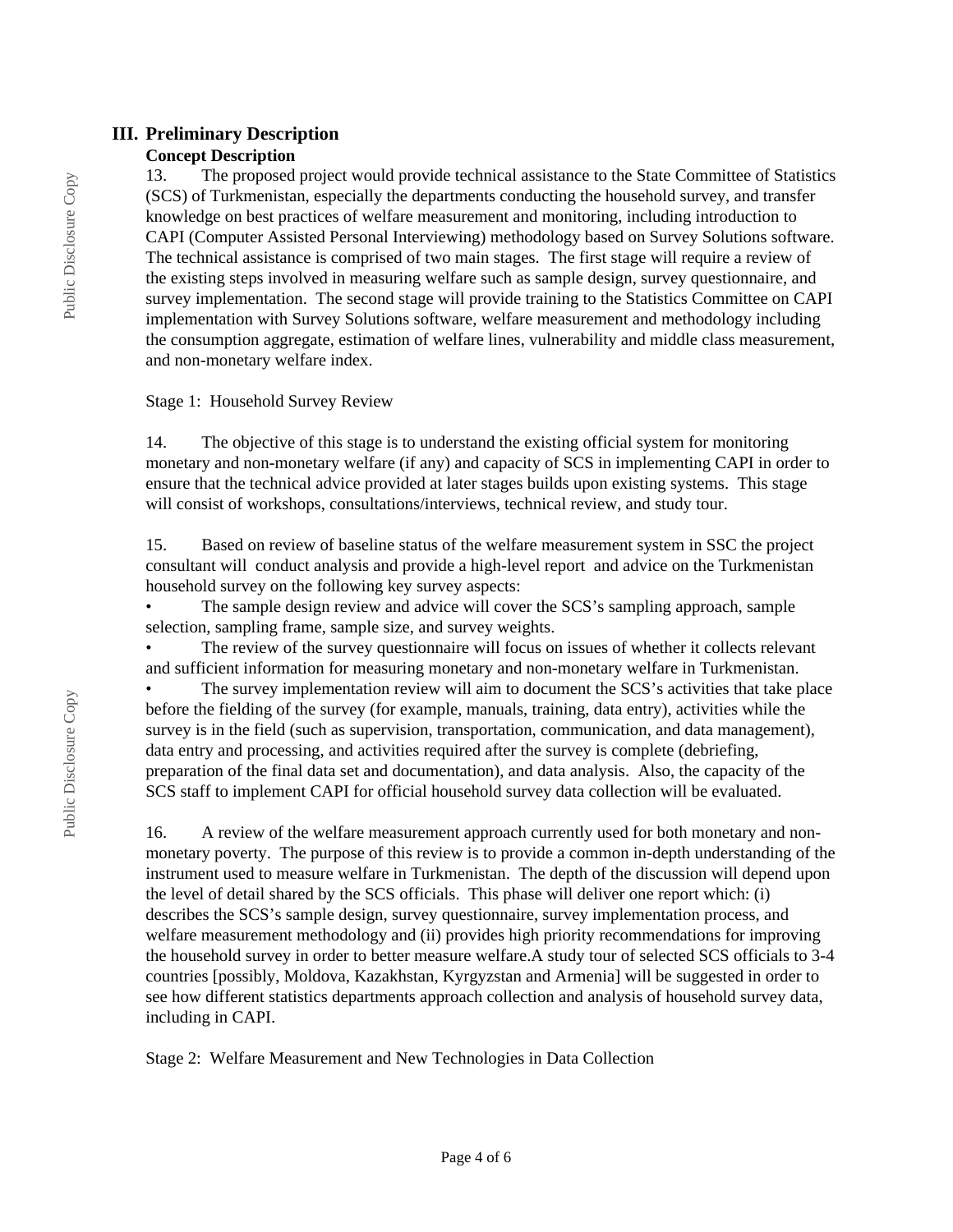## III. Preliminary Description

### Concept Description

13. The proposed project would provide technical assistance to the State Committee of Statistics (SCS) of Turkmenistan, especially the departments conducting the household survey, and transfer knowledge on best practices of welfare measurement and monitoring, including introduction to CAPI (Computer Assisted Personal Interviewing) methodology based on Survey Solutions software. The technical assistance is comprised of two main stages. The first stage will require a review of the existing steps involved in measuring welfare such as sample design, survey questionnaire, and survey implementation. The second stage will provide training to the Statistics Committee on CAPI implementation with Survey Solutions software, welfare measurement and methodology including the consumption aggregate, estimation of welfare lines, vulnerability and middle class measurement, and non-monetary welfare index.

Stage 1: Household Survey Review

14. The objective of this stage is to understand the existing official system for monitoring monetary and non-monetary welfare (if any) and capacity of SCS in implementing CAPI in order to ensure that the technical advice provided at later stages builds upon existing systems. This stage will consist of workshops, consultations/interviews, technical review, and study tour.

15. Based on review of baseline status of the welfare measurement system in SSC the project consultant will conduct analysis and provide a high-level report and advice on the Turkmenistan household survey on the following key survey aspects:

- The sample design review and advice will cover the SCS's sampling approach, sample selection, sampling frame, sample size, and survey weights.
- The review of the survey questionnaire will focus on issues of whether it collects relevant and sufficient information for measuring monetary and non-monetary welfare in Turkmenistan.
- The survey implementation review will aim to document the SCS's activities that take place before the fielding of the survey (for example, manuals, training, data entry), activities while the survey is in the field (such as supervision, transportation, communication, and data management), data entry and processing, and activities required after the survey is complete (debriefing, preparation of the final data set and documentation), and data analysis. Also, the capacity of the SCS staff to implement CAPI for official household survey data collection will be evaluated.

16. A review of the welfare measurement approach currently used for both monetary and non-monetary poverty. The purpose of this review is to provide a common in-depth understanding of the instrument used to measure welfare in Turkmenistan. The depth of the discussion will depend upon the level of detail shared by the SCS officials. This phase will deliver one report which: (i) describes the SCS's sample design, survey questionnaire, survey implementation process, and welfare measurement methodology and (ii) provides high priority recommendations for improving the household survey in order to better measure welfare.A study tour of selected SCS officials to 3-4 countries [possibly, Moldova, Kazakhstan, Kyrgyzstan and Armenia] will be suggested in order to see how different statistics departments approach collection and analysis of household survey data, including in CAPI.

Stage 2: Welfare Measurement and New Technologies in Data Collection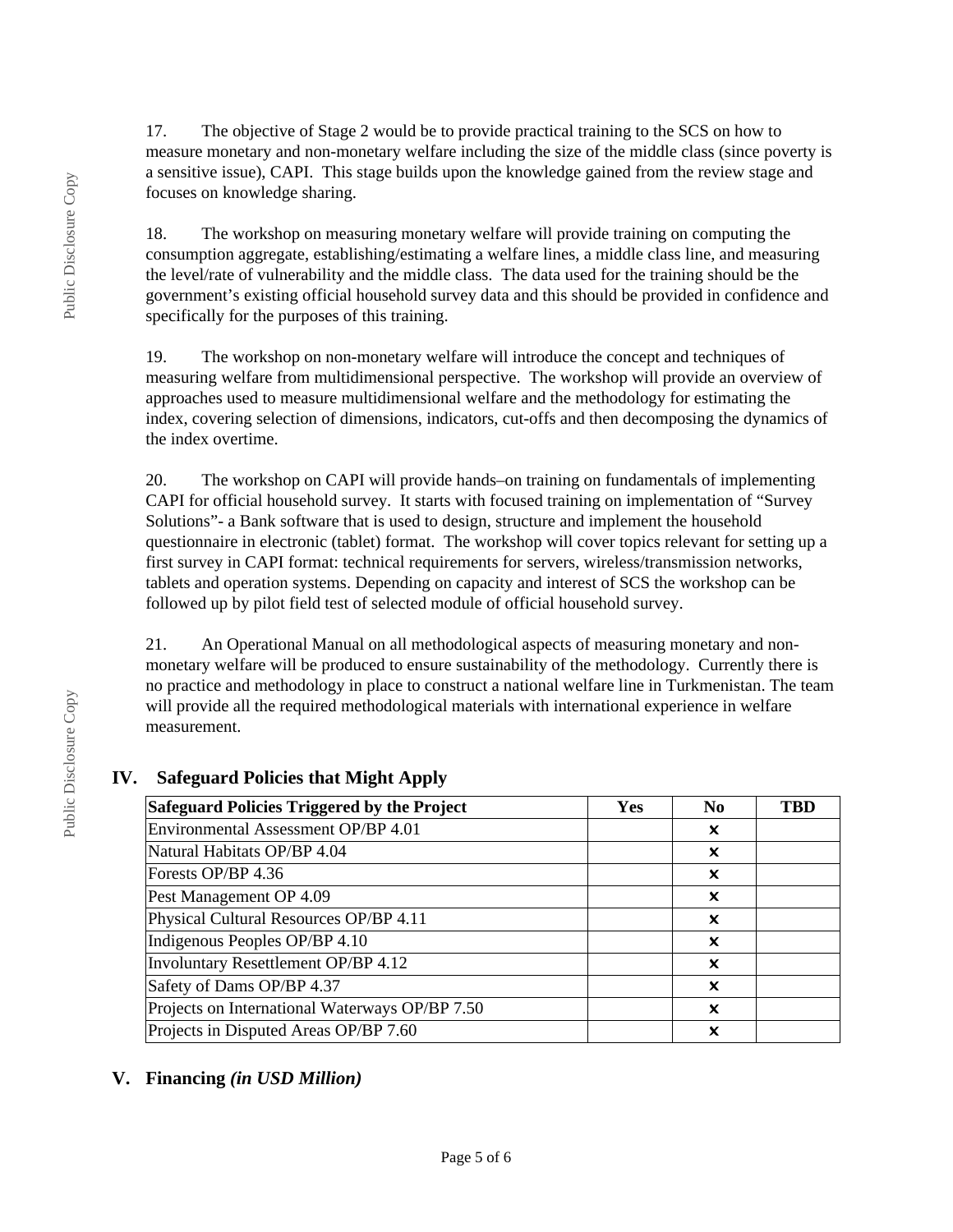17. The objective of Stage 2 would be to provide practical training to the SCS on how to measure monetary and non-monetary welfare including the size of the middle class (since poverty is a sensitive issue), CAPI. This stage builds upon the knowledge gained from the review stage and focuses on knowledge sharing.

18. The workshop on measuring monetary welfare will provide training on computing the consumption aggregate, establishing/estimating a welfare lines, a middle class line, and measuring the level/rate of vulnerability and the middle class. The data used for the training should be the government's existing official household survey data and this should be provided in confidence and specifically for the purposes of this training.

19. The workshop on non-monetary welfare will introduce the concept and techniques of measuring welfare from multidimensional perspective. The workshop will provide an overview of approaches used to measure multidimensional welfare and the methodology for estimating the index, covering selection of dimensions, indicators, cut-offs and then decomposing the dynamics of the index overtime.

20. The workshop on CAPI will provide hands–on training on fundamentals of implementing CAPI for official household survey. It starts with focused training on implementation of "Survey Solutions"- a Bank software that is used to design, structure and implement the household questionnaire in electronic (tablet) format. The workshop will cover topics relevant for setting up a first survey in CAPI format: technical requirements for servers, wireless/transmission networks, tablets and operation systems. Depending on capacity and interest of SCS the workshop can be followed up by pilot field test of selected module of official household survey.

21. An Operational Manual on all methodological aspects of measuring monetary and non-monetary welfare will be produced to ensure sustainability of the methodology. Currently there is no practice and methodology in place to construct a national welfare line in Turkmenistan. The team will provide all the required methodological materials with international experience in welfare measurement.

## IV. Safeguard Policies that Might Apply

| Safeguard Policies Triggered by the Project | Yes | No | TBD |
|---|---|---|---|
| Environmental Assessment OP/BP 4.01 | | ✕ | |
| Natural Habitats OP/BP 4.04 | | ✕ | |
| Forests OP/BP 4.36 | | ✕ | |
| Pest Management OP 4.09 | | ✕ | |
| Physical Cultural Resources OP/BP 4.11 | | ✕ | |
| Indigenous Peoples OP/BP 4.10 | | ✕ | |
| Involuntary Resettlement OP/BP 4.12 | | ✕ | |
| Safety of Dams OP/BP 4.37 | | ✕ | |
| Projects on International Waterways OP/BP 7.50 | | ✕ | |
| Projects in Disputed Areas OP/BP 7.60 | | ✕ | |

## V. Financing *(in USD Million)*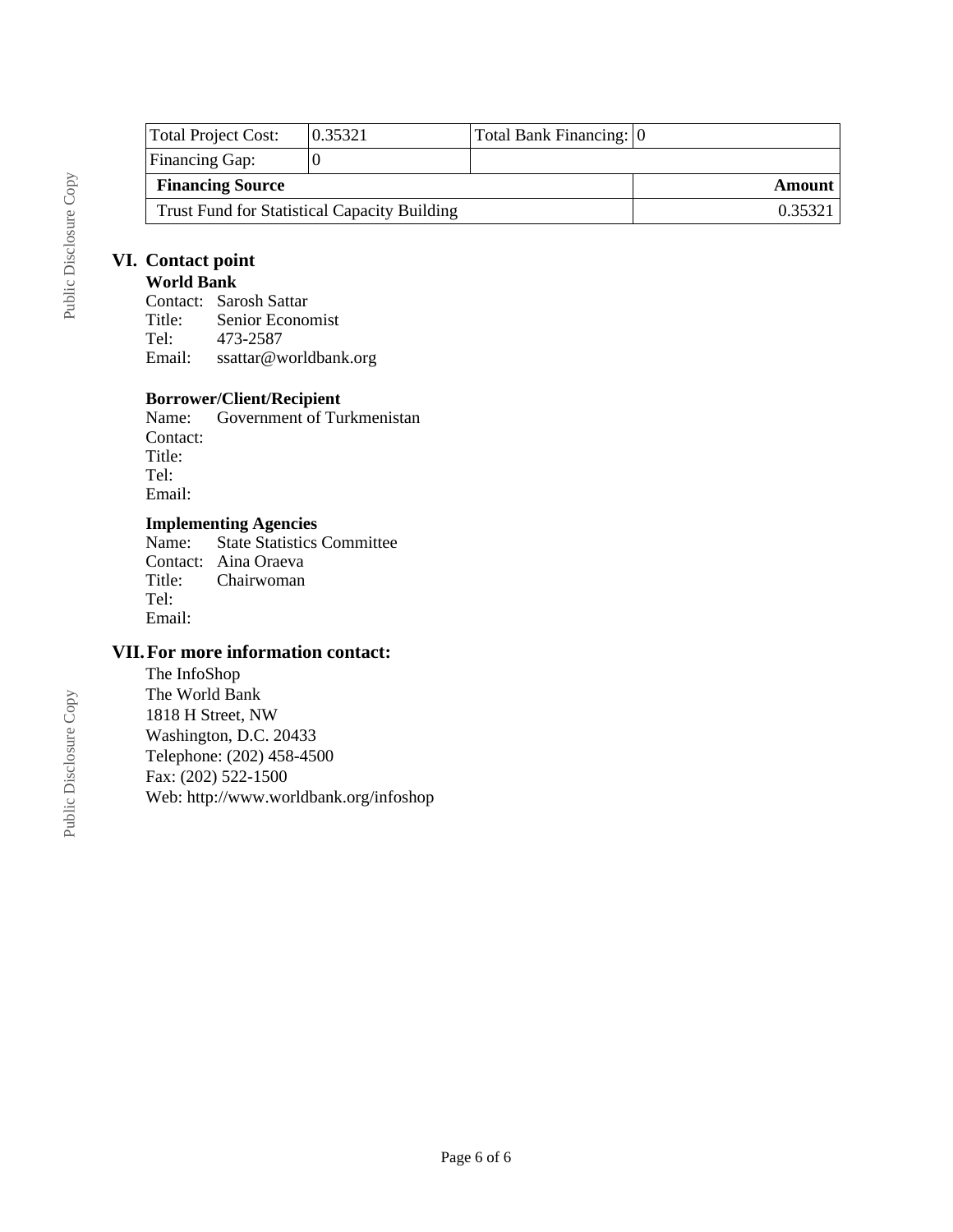| | | | |
|---|---|---|---|
| Total Project Cost: | 0.35321 | Total Bank Financing: | 0 |
| Financing Gap: | 0 | | |
| **Financing Source** | | | **Amount** |
| Trust Fund for Statistical Capacity Building | | | 0.35321 |

## VI. Contact point

**World Bank**

Contact: Sarosh Sattar
Title: Senior Economist
Tel: 473-2587
Email: ssattar@worldbank.org

**Borrower/Client/Recipient**

Name: Government of Turkmenistan
Contact:
Title:
Tel:
Email:

**Implementing Agencies**

Name: State Statistics Committee
Contact: Aina Oraeva
Title: Chairwoman
Tel:
Email:

## VII. For more information contact:

The InfoShop
The World Bank
1818 H Street, NW
Washington, D.C. 20433
Telephone: (202) 458-4500
Fax: (202) 522-1500
Web: http://www.worldbank.org/infoshop